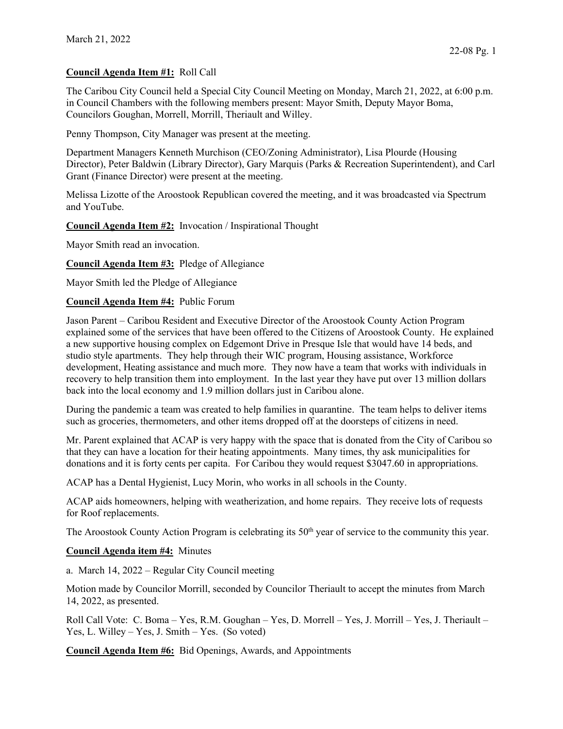March 21, 2022

**Council Agenda Item #1:** Roll Call

The Caribou City Council held a Special City Council Meeting on Monday, March 21, 2022, at 6:00 p.m. in Council Chambers with the following members present: Mayor Smith, Deputy Mayor Boma, Councilors Goughan, Morrell, Morrill, Theriault and Willey.

Penny Thompson, City Manager was present at the meeting.

Department Managers Kenneth Murchison (CEO/Zoning Administrator), Lisa Plourde (Housing Director), Peter Baldwin (Library Director), Gary Marquis (Parks & Recreation Superintendent), and Carl Grant (Finance Director) were present at the meeting.

Melissa Lizotte of the Aroostook Republican covered the meeting, and it was broadcasted via Spectrum and YouTube.

**Council Agenda Item #2:** Invocation / Inspirational Thought

Mayor Smith read an invocation.

**Council Agenda Item #3:** Pledge of Allegiance

Mayor Smith led the Pledge of Allegiance

**Council Agenda Item #4:** Public Forum

Jason Parent – Caribou Resident and Executive Director of the Aroostook County Action Program explained some of the services that have been offered to the Citizens of Aroostook County. He explained a new supportive housing complex on Edgemont Drive in Presque Isle that would have 14 beds, and studio style apartments. They help through their WIC program, Housing assistance, Workforce development, Heating assistance and much more. They now have a team that works with individuals in recovery to help transition them into employment. In the last year they have put over 13 million dollars back into the local economy and 1.9 million dollars just in Caribou alone.

During the pandemic a team was created to help families in quarantine. The team helps to deliver items such as groceries, thermometers, and other items dropped off at the doorsteps of citizens in need.

Mr. Parent explained that ACAP is very happy with the space that is donated from the City of Caribou so that they can have a location for their heating appointments. Many times, thy ask municipalities for donations and it is forty cents per capita. For Caribou they would request $3047.60 in appropriations.

ACAP has a Dental Hygienist, Lucy Morin, who works in all schools in the County.

ACAP aids homeowners, helping with weatherization, and home repairs. They receive lots of requests for Roof replacements.

The Aroostook County Action Program is celebrating its 50th year of service to the community this year.

**Council Agenda item #4:** Minutes

a. March 14, 2022 – Regular City Council meeting

Motion made by Councilor Morrill, seconded by Councilor Theriault to accept the minutes from March 14, 2022, as presented.

Roll Call Vote: C. Boma – Yes, R.M. Goughan – Yes, D. Morrell – Yes, J. Morrill – Yes, J. Theriault – Yes, L. Willey – Yes, J. Smith – Yes. (So voted)

**Council Agenda Item #6:** Bid Openings, Awards, and Appointments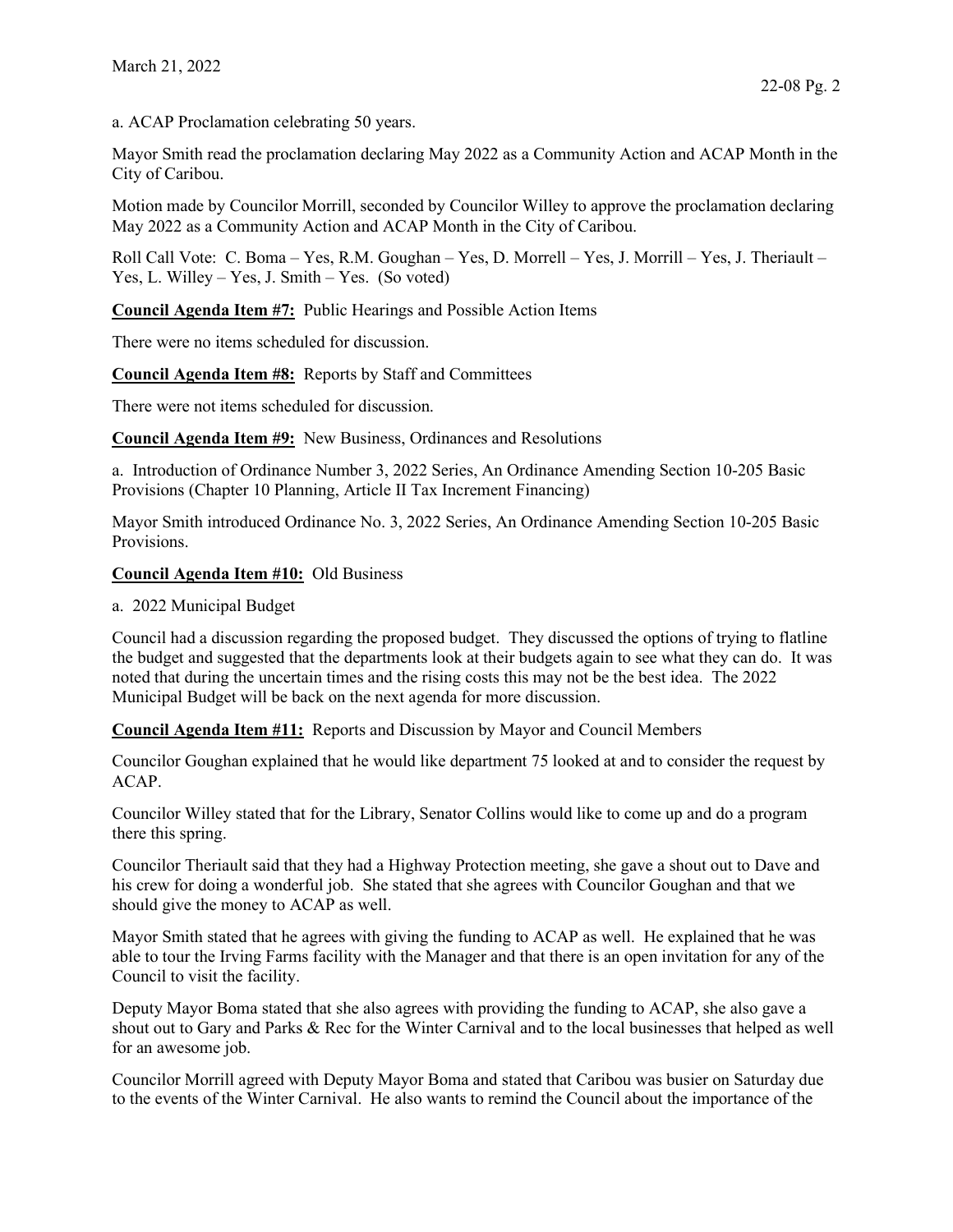March 21, 2022

a. ACAP Proclamation celebrating 50 years.

Mayor Smith read the proclamation declaring May 2022 as a Community Action and ACAP Month in the City of Caribou.

Motion made by Councilor Morrill, seconded by Councilor Willey to approve the proclamation declaring May 2022 as a Community Action and ACAP Month in the City of Caribou.

Roll Call Vote: C. Boma – Yes, R.M. Goughan – Yes, D. Morrell – Yes, J. Morrill – Yes, J. Theriault – Yes, L. Willey – Yes, J. Smith – Yes. (So voted)

**Council Agenda Item #7:** Public Hearings and Possible Action Items

There were no items scheduled for discussion.

**Council Agenda Item #8:** Reports by Staff and Committees

There were not items scheduled for discussion.

**Council Agenda Item #9:** New Business, Ordinances and Resolutions

a. Introduction of Ordinance Number 3, 2022 Series, An Ordinance Amending Section 10-205 Basic Provisions (Chapter 10 Planning, Article II Tax Increment Financing)

Mayor Smith introduced Ordinance No. 3, 2022 Series, An Ordinance Amending Section 10-205 Basic Provisions.

**Council Agenda Item #10:** Old Business

a. 2022 Municipal Budget

Council had a discussion regarding the proposed budget. They discussed the options of trying to flatline the budget and suggested that the departments look at their budgets again to see what they can do. It was noted that during the uncertain times and the rising costs this may not be the best idea. The 2022 Municipal Budget will be back on the next agenda for more discussion.

**Council Agenda Item #11:** Reports and Discussion by Mayor and Council Members

Councilor Goughan explained that he would like department 75 looked at and to consider the request by ACAP.

Councilor Willey stated that for the Library, Senator Collins would like to come up and do a program there this spring.

Councilor Theriault said that they had a Highway Protection meeting, she gave a shout out to Dave and his crew for doing a wonderful job. She stated that she agrees with Councilor Goughan and that we should give the money to ACAP as well.

Mayor Smith stated that he agrees with giving the funding to ACAP as well. He explained that he was able to tour the Irving Farms facility with the Manager and that there is an open invitation for any of the Council to visit the facility.

Deputy Mayor Boma stated that she also agrees with providing the funding to ACAP, she also gave a shout out to Gary and Parks & Rec for the Winter Carnival and to the local businesses that helped as well for an awesome job.

Councilor Morrill agreed with Deputy Mayor Boma and stated that Caribou was busier on Saturday due to the events of the Winter Carnival. He also wants to remind the Council about the importance of the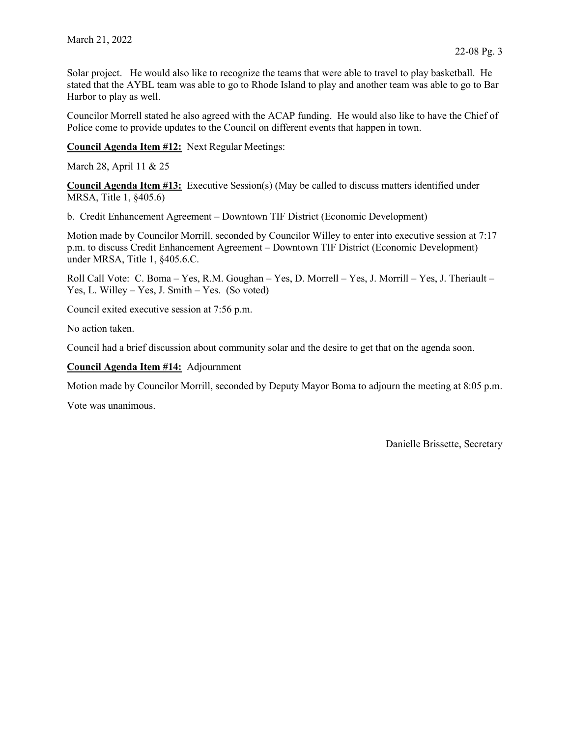Solar project. He would also like to recognize the teams that were able to travel to play basketball. He stated that the AYBL team was able to go to Rhode Island to play and another team was able to go to Bar Harbor to play as well.

Councilor Morrell stated he also agreed with the ACAP funding. He would also like to have the Chief of Police come to provide updates to the Council on different events that happen in town.

**Council Agenda Item #12:** Next Regular Meetings:

March 28, April 11 & 25

**Council Agenda Item #13:** Executive Session(s) (May be called to discuss matters identified under MRSA, Title 1, §405.6)

b. Credit Enhancement Agreement – Downtown TIF District (Economic Development)

Motion made by Councilor Morrill, seconded by Councilor Willey to enter into executive session at 7:17 p.m. to discuss Credit Enhancement Agreement – Downtown TIF District (Economic Development) under MRSA, Title 1, §405.6.C.

Roll Call Vote: C. Boma – Yes, R.M. Goughan – Yes, D. Morrell – Yes, J. Morrill – Yes, J. Theriault – Yes, L. Willey – Yes, J. Smith – Yes. (So voted)

Council exited executive session at 7:56 p.m.

No action taken.

Council had a brief discussion about community solar and the desire to get that on the agenda soon.

**Council Agenda Item #14:** Adjournment

Motion made by Councilor Morrill, seconded by Deputy Mayor Boma to adjourn the meeting at 8:05 p.m.

Vote was unanimous.

Danielle Brissette, Secretary